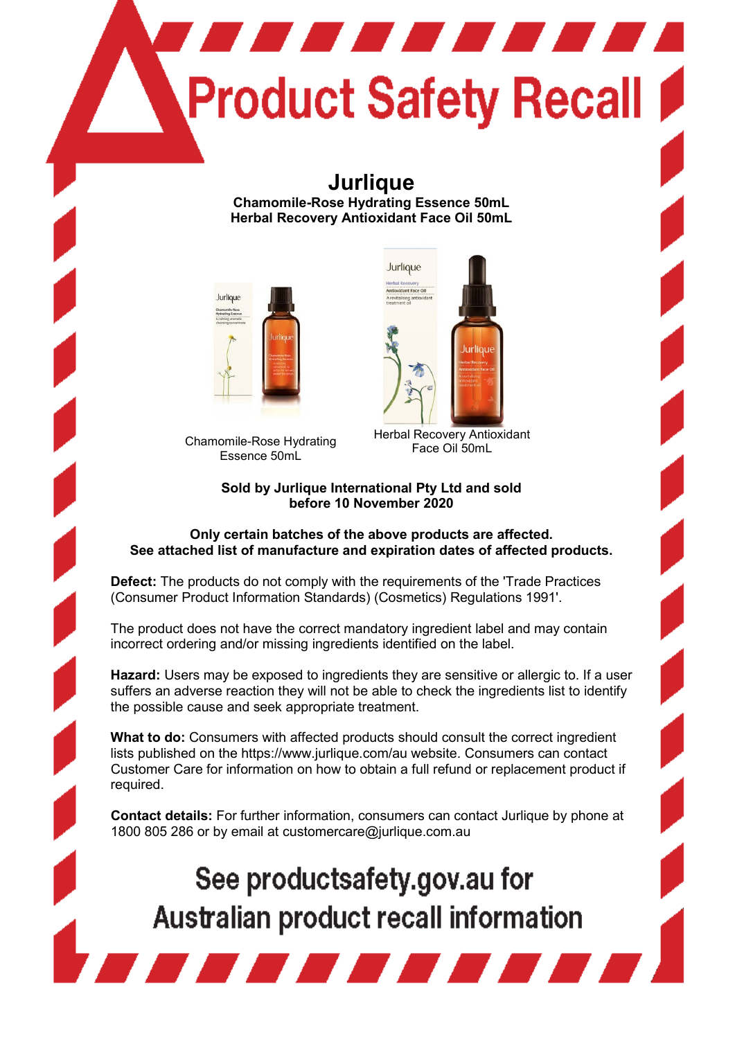# Product Safety Recall

## Jurlique

**Chamomile-Rose Hydrating Essence 50mL**
**Herbal Recovery Antioxidant Face Oil 50mL**

Chamomile-Rose Hydrating Essence 50mL

Herbal Recovery Antioxidant Face Oil 50mL

**Sold by Jurlique International Pty Ltd and sold before 10 November 2020**

**Only certain batches of the above products are affected.**
**See attached list of manufacture and expiration dates of affected products.**

**Defect:** The products do not comply with the requirements of the 'Trade Practices (Consumer Product Information Standards) (Cosmetics) Regulations 1991'.

The product does not have the correct mandatory ingredient label and may contain incorrect ordering and/or missing ingredients identified on the label.

**Hazard:** Users may be exposed to ingredients they are sensitive or allergic to. If a user suffers an adverse reaction they will not be able to check the ingredients list to identify the possible cause and seek appropriate treatment.

**What to do:** Consumers with affected products should consult the correct ingredient lists published on the https://www.jurlique.com/au website. Consumers can contact Customer Care for information on how to obtain a full refund or replacement product if required.

**Contact details:** For further information, consumers can contact Jurlique by phone at 1800 805 286 or by email at customercare@jurlique.com.au

## See productsafety.gov.au for Australian product recall information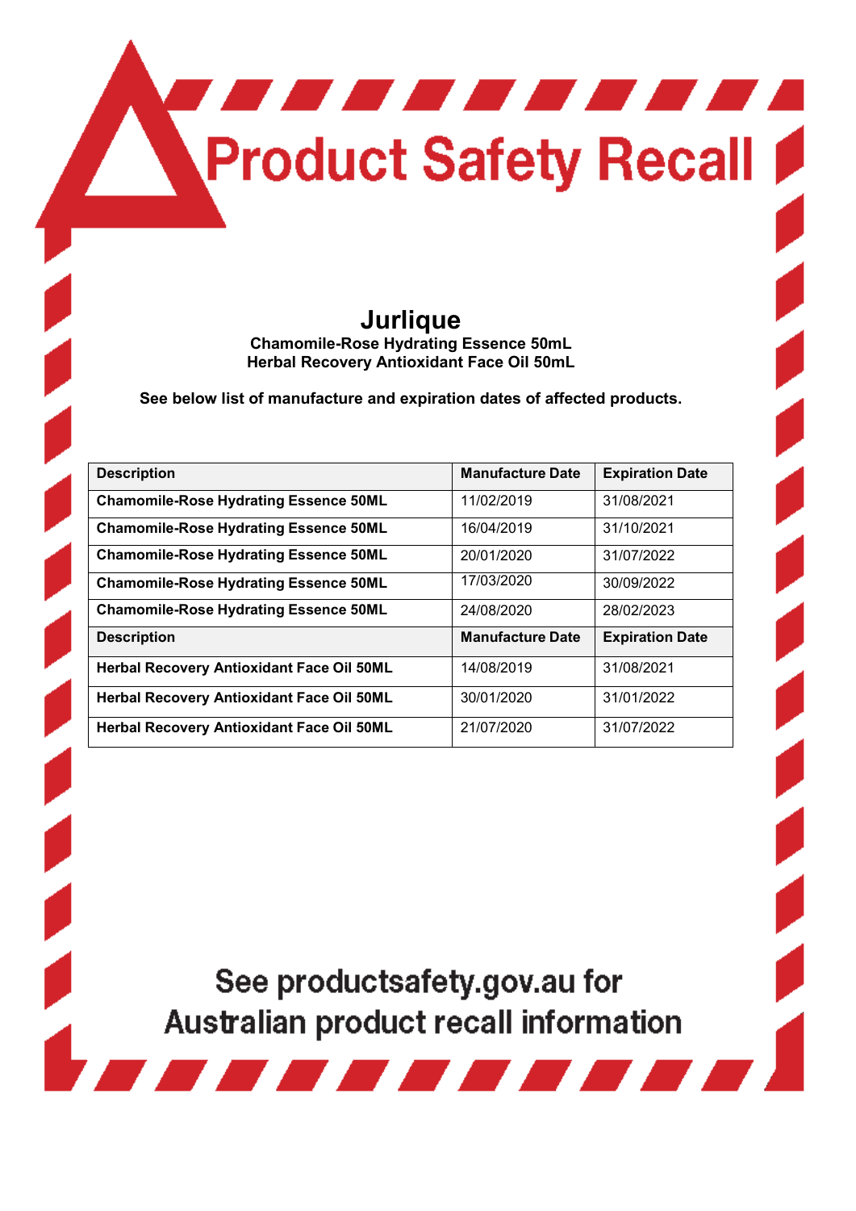# Product Safety Recall

## Jurlique

**Chamomile-Rose Hydrating Essence 50mL**
**Herbal Recovery Antioxidant Face Oil 50mL**

**See below list of manufacture and expiration dates of affected products.**

| Description | Manufacture Date | Expiration Date |
|---|---|---|
| **Chamomile-Rose Hydrating Essence 50ML** | 11/02/2019 | 31/08/2021 |
| **Chamomile-Rose Hydrating Essence 50ML** | 16/04/2019 | 31/10/2021 |
| **Chamomile-Rose Hydrating Essence 50ML** | 20/01/2020 | 31/07/2022 |
| **Chamomile-Rose Hydrating Essence 50ML** | 17/03/2020 | 30/09/2022 |
| **Chamomile-Rose Hydrating Essence 50ML** | 24/08/2020 | 28/02/2023 |
| **Description** | **Manufacture Date** | **Expiration Date** |
| **Herbal Recovery Antioxidant Face Oil 50ML** | 14/08/2019 | 31/08/2021 |
| **Herbal Recovery Antioxidant Face Oil 50ML** | 30/01/2020 | 31/01/2022 |
| **Herbal Recovery Antioxidant Face Oil 50ML** | 21/07/2020 | 31/07/2022 |

See productsafety.gov.au for Australian product recall information